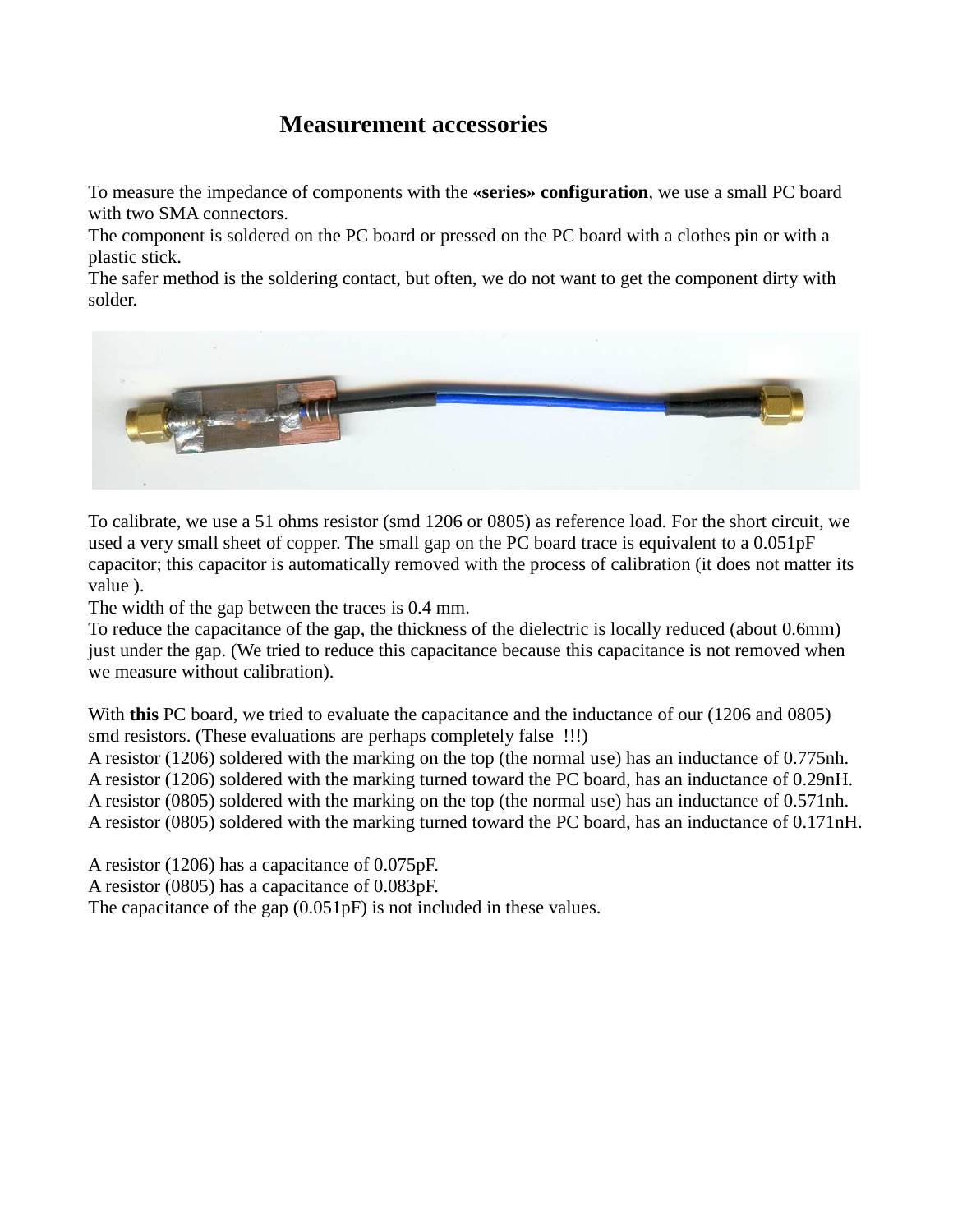# Measurement accessories

To measure the impedance of components with the **«series» configuration**, we use a small PC board with two SMA connectors.
The component is soldered on the PC board or pressed on the PC board with a clothes pin or with a plastic stick.
The safer method is the soldering contact, but often, we do not want to get the component dirty with solder.

To calibrate, we use a 51 ohms resistor (smd 1206 or 0805) as reference load. For the short circuit, we used a very small sheet of copper. The small gap on the PC board trace is equivalent to a 0.051pF capacitor; this capacitor is automatically removed with the process of calibration (it does not matter its value ).
The width of the gap between the traces is 0.4 mm.
To reduce the capacitance of the gap, the thickness of the dielectric is locally reduced (about 0.6mm) just under the gap. (We tried to reduce this capacitance because this capacitance is not removed when we measure without calibration).

With **this** PC board, we tried to evaluate the capacitance and the inductance of our (1206 and 0805) smd resistors. (These evaluations are perhaps completely false !!!)
A resistor (1206) soldered with the marking on the top (the normal use) has an inductance of 0.775nh.
A resistor (1206) soldered with the marking turned toward the PC board, has an inductance of 0.29nH.
A resistor (0805) soldered with the marking on the top (the normal use) has an inductance of 0.571nh.
A resistor (0805) soldered with the marking turned toward the PC board, has an inductance of 0.171nH.

A resistor (1206) has a capacitance of 0.075pF.
A resistor (0805) has a capacitance of 0.083pF.
The capacitance of the gap (0.051pF) is not included in these values.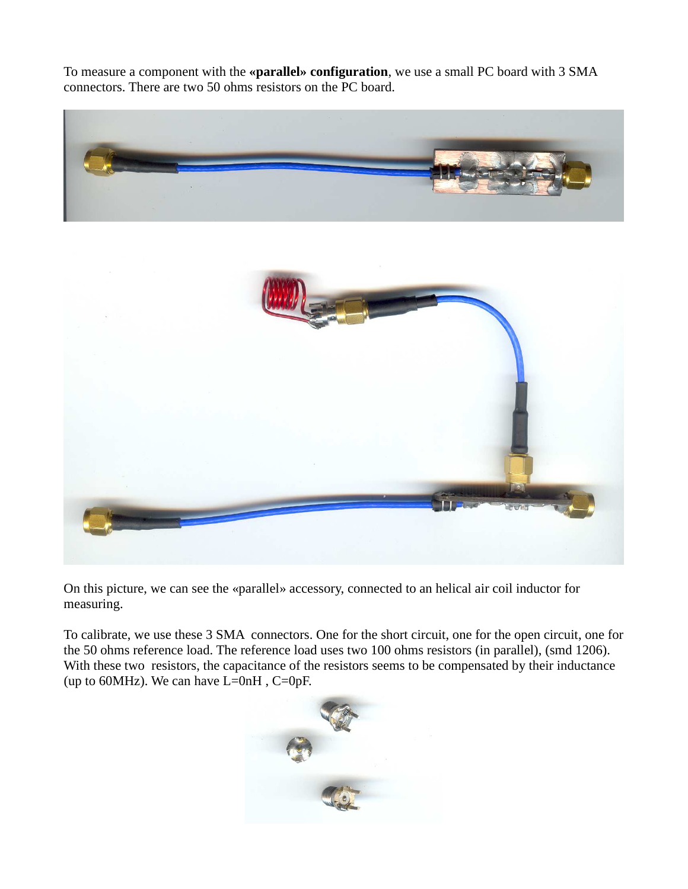To measure a component with the **«parallel» configuration**, we use a small PC board with 3 SMA connectors. There are two 50 ohms resistors on the PC board.

On this picture, we can see the «parallel» accessory, connected to an helical air coil inductor for measuring.

To calibrate, we use these 3 SMA connectors. One for the short circuit, one for the open circuit, one for the 50 ohms reference load. The reference load uses two 100 ohms resistors (in parallel), (smd 1206). With these two resistors, the capacitance of the resistors seems to be compensated by their inductance (up to 60MHz). We can have L=0nH , C=0pF.